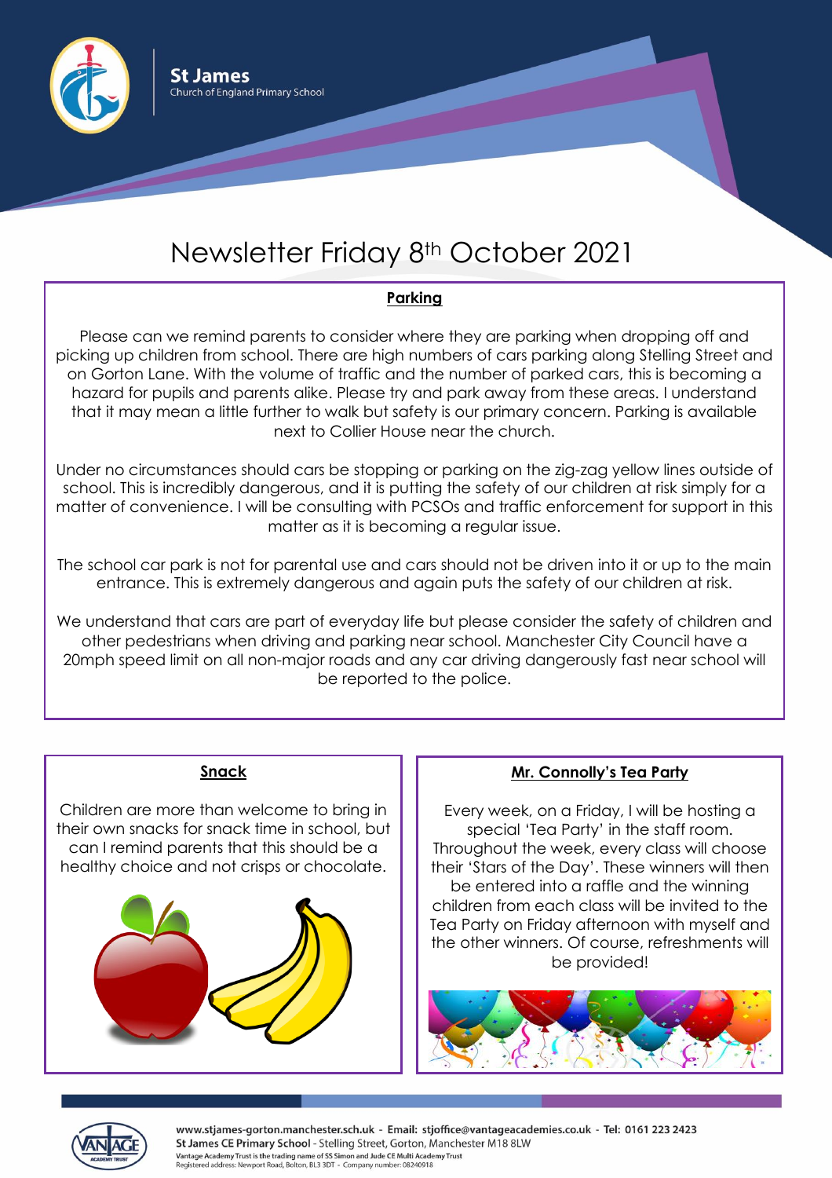**St James**
Church of England Primary School

# Newsletter Friday 8th October 2021

## Parking

Please can we remind parents to consider where they are parking when dropping off and picking up children from school. There are high numbers of cars parking along Stelling Street and on Gorton Lane. With the volume of traffic and the number of parked cars, this is becoming a hazard for pupils and parents alike. Please try and park away from these areas. I understand that it may mean a little further to walk but safety is our primary concern. Parking is available next to Collier House near the church.

Under no circumstances should cars be stopping or parking on the zig-zag yellow lines outside of school. This is incredibly dangerous, and it is putting the safety of our children at risk simply for a matter of convenience. I will be consulting with PCSOs and traffic enforcement for support in this matter as it is becoming a regular issue.

The school car park is not for parental use and cars should not be driven into it or up to the main entrance. This is extremely dangerous and again puts the safety of our children at risk.

We understand that cars are part of everyday life but please consider the safety of children and other pedestrians when driving and parking near school. Manchester City Council have a 20mph speed limit on all non-major roads and any car driving dangerously fast near school will be reported to the police.

## Snack

Children are more than welcome to bring in their own snacks for snack time in school, but can I remind parents that this should be a healthy choice and not crisps or chocolate.

## Mr. Connolly's Tea Party

Every week, on a Friday, I will be hosting a special 'Tea Party' in the staff room. Throughout the week, every class will choose their 'Stars of the Day'. These winners will then be entered into a raffle and the winning children from each class will be invited to the Tea Party on Friday afternoon with myself and the other winners. Of course, refreshments will be provided!

www.stjames-gorton.manchester.sch.uk - Email: stjoffice@vantageacademies.co.uk - Tel: 0161 223 2423
St James CE Primary School - Stelling Street, Gorton, Manchester M18 8LW
Vantage Academy Trust is the trading name of SS Simon and Jude CE Multi Academy Trust
Registered address: Newport Road, Bolton, BL3 3DT - Company number: 08240918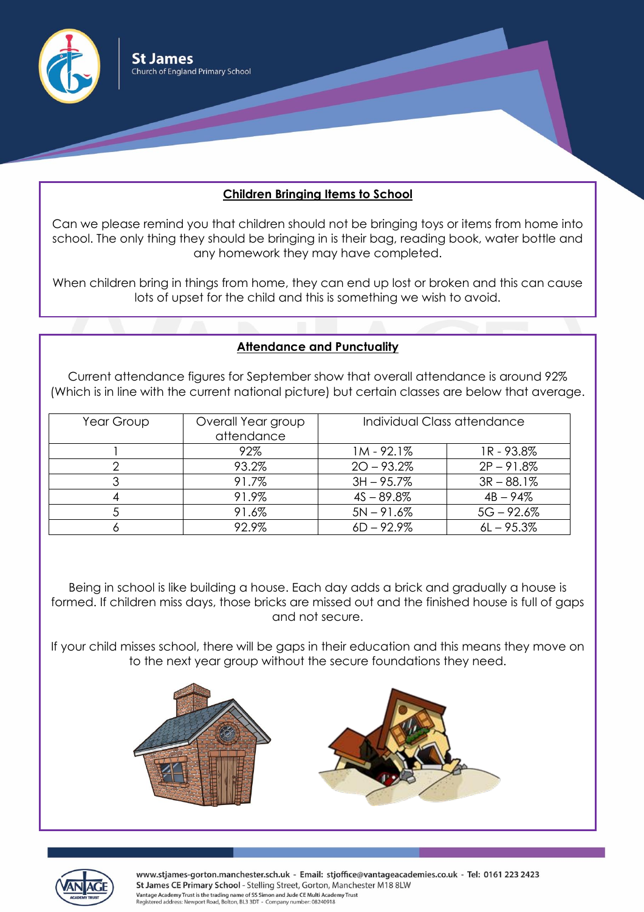## Children Bringing Items to School

Can we please remind you that children should not be bringing toys or items from home into school. The only thing they should be bringing in is their bag, reading book, water bottle and any homework they may have completed.

When children bring in things from home, they can end up lost or broken and this can cause lots of upset for the child and this is something we wish to avoid.

## Attendance and Punctuality

Current attendance figures for September show that overall attendance is around 92% (Which is in line with the current national picture) but certain classes are below that average.

| Year Group | Overall Year group attendance | Individual Class attendance | |
|---|---|---|---|
| 1 | 92% | 1M - 92.1% | 1R - 93.8% |
| 2 | 93.2% | 2O – 93.2% | 2P – 91.8% |
| 3 | 91.7% | 3H – 95.7% | 3R – 88.1% |
| 4 | 91.9% | 4S – 89.8% | 4B – 94% |
| 5 | 91.6% | 5N – 91.6% | 5G – 92.6% |
| 6 | 92.9% | 6D – 92.9% | 6L – 95.3% |

Being in school is like building a house. Each day adds a brick and gradually a house is formed. If children miss days, those bricks are missed out and the finished house is full of gaps and not secure.

If your child misses school, there will be gaps in their education and this means they move on to the next year group without the secure foundations they need.